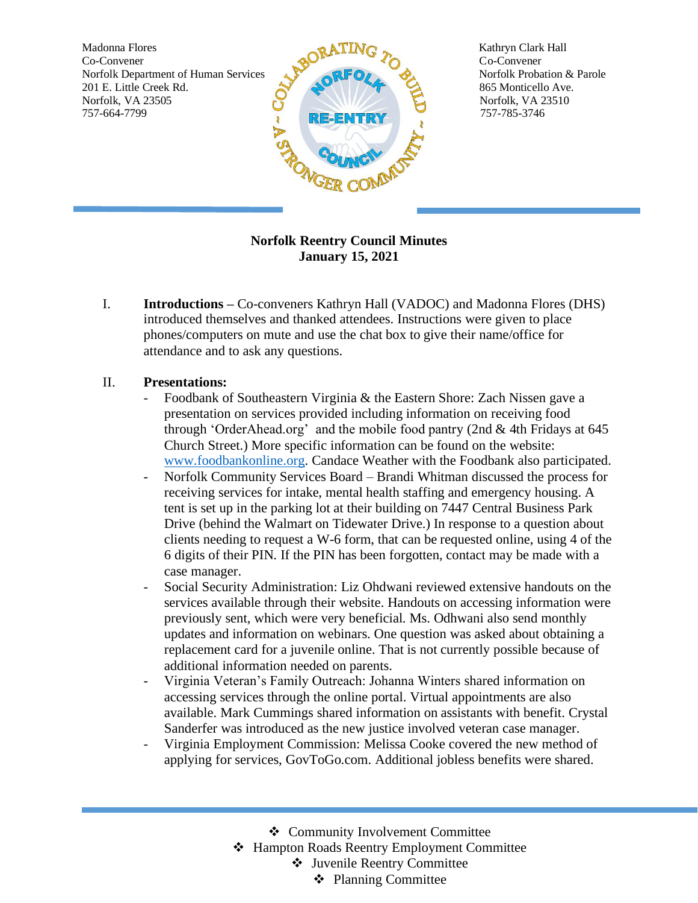Madonna Flores
Co-Convener
Norfolk Department of Human Services
201 E. Little Creek Rd.
Norfolk, VA 23505
757-664-7799

COLLABORATING TO BUILD A STRONGER COMMUNITY ~ NORFOLK RE-ENTRY COUNCIL

Kathryn Clark Hall
Co-Convener
Norfolk Probation & Parole
865 Monticello Ave.
Norfolk, VA 23510
757-785-3746

**Norfolk Reentry Council Minutes**
**January 15, 2021**

I. **Introductions –** Co-conveners Kathryn Hall (VADOC) and Madonna Flores (DHS) introduced themselves and thanked attendees. Instructions were given to place phones/computers on mute and use the chat box to give their name/office for attendance and to ask any questions.

II. **Presentations:**

- Foodbank of Southeastern Virginia & the Eastern Shore: Zach Nissen gave a presentation on services provided including information on receiving food through 'OrderAhead.org' and the mobile food pantry (2nd & 4th Fridays at 645 Church Street.) More specific information can be found on the website: [www.foodbankonline.org](http://www.foodbankonline.org). Candace Weather with the Foodbank also participated.
- Norfolk Community Services Board – Brandi Whitman discussed the process for receiving services for intake, mental health staffing and emergency housing. A tent is set up in the parking lot at their building on 7447 Central Business Park Drive (behind the Walmart on Tidewater Drive.) In response to a question about clients needing to request a W-6 form, that can be requested online, using 4 of the 6 digits of their PIN. If the PIN has been forgotten, contact may be made with a case manager.
- Social Security Administration: Liz Ohdwani reviewed extensive handouts on the services available through their website. Handouts on accessing information were previously sent, which were very beneficial. Ms. Odhwani also send monthly updates and information on webinars. One question was asked about obtaining a replacement card for a juvenile online. That is not currently possible because of additional information needed on parents.
- Virginia Veteran's Family Outreach: Johanna Winters shared information on accessing services through the online portal. Virtual appointments are also available. Mark Cummings shared information on assistants with benefit. Crystal Sanderfer was introduced as the new justice involved veteran case manager.
- Virginia Employment Commission: Melissa Cooke covered the new method of applying for services, GovToGo.com. Additional jobless benefits were shared.

❖ Community Involvement Committee
❖ Hampton Roads Reentry Employment Committee
❖ Juvenile Reentry Committee
❖ Planning Committee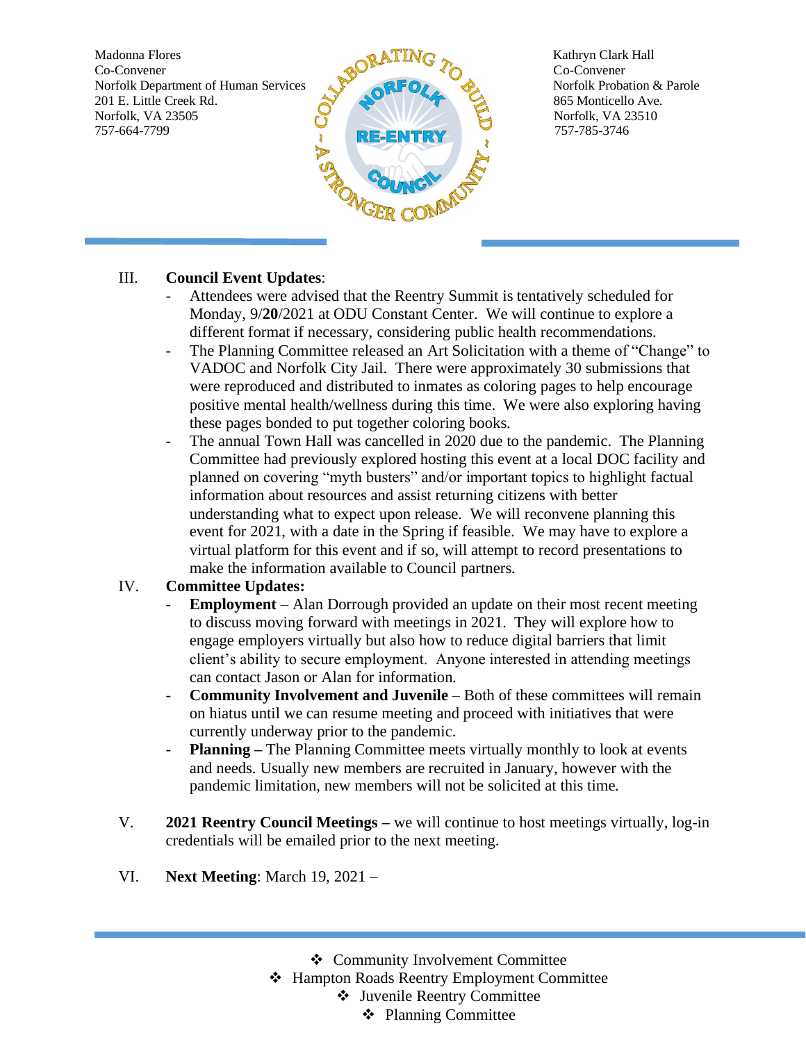Madonna Flores
Co-Convener
Norfolk Department of Human Services
201 E. Little Creek Rd.
Norfolk, VA 23505
757-664-7799

Kathryn Clark Hall
Co-Convener
Norfolk Probation & Parole
865 Monticello Ave.
Norfolk, VA 23510
757-785-3746

III. **Council Event Updates**:

- Attendees were advised that the Reentry Summit is tentatively scheduled for Monday, 9/**20**/2021 at ODU Constant Center. We will continue to explore a different format if necessary, considering public health recommendations.
- The Planning Committee released an Art Solicitation with a theme of "Change" to VADOC and Norfolk City Jail. There were approximately 30 submissions that were reproduced and distributed to inmates as coloring pages to help encourage positive mental health/wellness during this time. We were also exploring having these pages bonded to put together coloring books.
- The annual Town Hall was cancelled in 2020 due to the pandemic. The Planning Committee had previously explored hosting this event at a local DOC facility and planned on covering "myth busters" and/or important topics to highlight factual information about resources and assist returning citizens with better understanding what to expect upon release. We will reconvene planning this event for 2021, with a date in the Spring if feasible. We may have to explore a virtual platform for this event and if so, will attempt to record presentations to make the information available to Council partners.

IV. **Committee Updates:**

- **Employment** – Alan Dorrough provided an update on their most recent meeting to discuss moving forward with meetings in 2021. They will explore how to engage employers virtually but also how to reduce digital barriers that limit client's ability to secure employment. Anyone interested in attending meetings can contact Jason or Alan for information.
- **Community Involvement and Juvenile** – Both of these committees will remain on hiatus until we can resume meeting and proceed with initiatives that were currently underway prior to the pandemic.
- **Planning –** The Planning Committee meets virtually monthly to look at events and needs. Usually new members are recruited in January, however with the pandemic limitation, new members will not be solicited at this time.

V. **2021 Reentry Council Meetings –** we will continue to host meetings virtually, log-in credentials will be emailed prior to the next meeting.

VI. **Next Meeting**: March 19, 2021 –

- Community Involvement Committee
- Hampton Roads Reentry Employment Committee
- Juvenile Reentry Committee
- Planning Committee